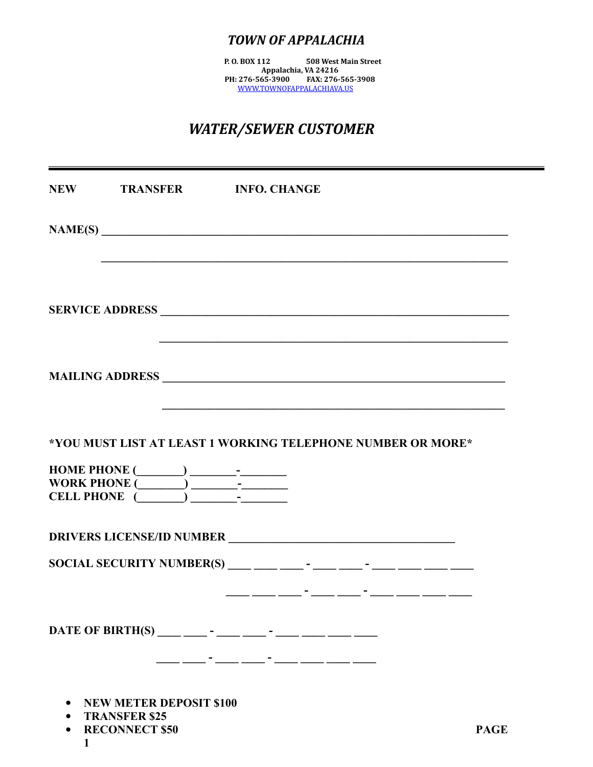# *TOWN OF APPALACHIA*

**P. O. BOX 112 508 West Main Street**
**Appalachia, VA 24216**
**PH: 276-565-3900 FAX: 276-565-3908**
[WWW.TOWNOFAPPALACHIAVA.US](http://WWW.TOWNOFAPPALACHIAVA.US)

## *WATER/SEWER CUSTOMER*

---

**NEW** **TRANSFER** **INFO. CHANGE**

**NAME(S)** ______________________________________________________________________________

______________________________________________________________________________

**SERVICE ADDRESS** ________________________________________________________________

________________________________________________________________

**MAILING ADDRESS** ________________________________________________________________

________________________________________________________________

**\*YOU MUST LIST AT LEAST 1 WORKING TELEPHONE NUMBER OR MORE\***

**HOME PHONE (________) ________-________**
**WORK PHONE (________) ________-________**
**CELL PHONE (________) ________-________**

**DRIVERS LICENSE/ID NUMBER** ________________________________________

**SOCIAL SECURITY NUMBER(S)** ____ ____ ____ - ____ ____ - ____ ____ ____ ____

____ ____ ____ - ____ ____ - ____ ____ ____ ____

**DATE OF BIRTH(S)** ____ ____ - ____ ____ - ____ ____ ____ ____

____ ____ - ____ ____ - ____ ____ ____ ____

- **NEW METER DEPOSIT $100**
- **TRANSFER $25**
- **RECONNECT $50**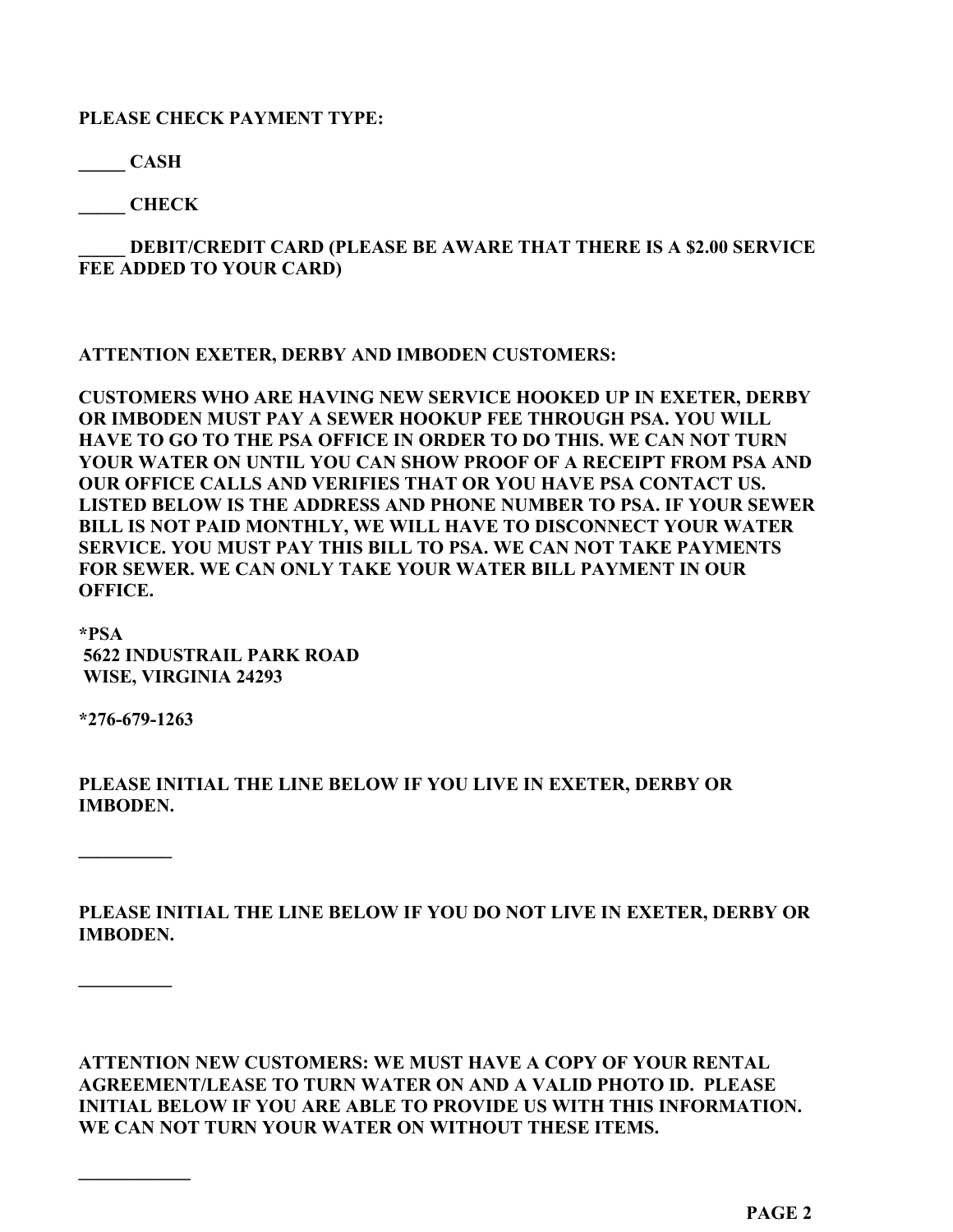**PLEASE CHECK PAYMENT TYPE:**

**_____ CASH**

**_____ CHECK**

**_____ DEBIT/CREDIT CARD (PLEASE BE AWARE THAT THERE IS A $2.00 SERVICE FEE ADDED TO YOUR CARD)**

**ATTENTION EXETER, DERBY AND IMBODEN CUSTOMERS:**

**CUSTOMERS WHO ARE HAVING NEW SERVICE HOOKED UP IN EXETER, DERBY OR IMBODEN MUST PAY A SEWER HOOKUP FEE THROUGH PSA. YOU WILL HAVE TO GO TO THE PSA OFFICE IN ORDER TO DO THIS. WE CAN NOT TURN YOUR WATER ON UNTIL YOU CAN SHOW PROOF OF A RECEIPT FROM PSA AND OUR OFFICE CALLS AND VERIFIES THAT OR YOU HAVE PSA CONTACT US. LISTED BELOW IS THE ADDRESS AND PHONE NUMBER TO PSA. IF YOUR SEWER BILL IS NOT PAID MONTHLY, WE WILL HAVE TO DISCONNECT YOUR WATER SERVICE. YOU MUST PAY THIS BILL TO PSA. WE CAN NOT TAKE PAYMENTS FOR SEWER. WE CAN ONLY TAKE YOUR WATER BILL PAYMENT IN OUR OFFICE.**

**\*PSA**
**5622 INDUSTRAIL PARK ROAD**
**WISE, VIRGINIA 24293**

**\*276-679-1263**

**PLEASE INITIAL THE LINE BELOW IF YOU LIVE IN EXETER, DERBY OR IMBODEN.**

__________

**PLEASE INITIAL THE LINE BELOW IF YOU DO NOT LIVE IN EXETER, DERBY OR IMBODEN.**

__________

**ATTENTION NEW CUSTOMERS: WE MUST HAVE A COPY OF YOUR RENTAL AGREEMENT/LEASE TO TURN WATER ON AND A VALID PHOTO ID. PLEASE INITIAL BELOW IF YOU ARE ABLE TO PROVIDE US WITH THIS INFORMATION. WE CAN NOT TURN YOUR WATER ON WITHOUT THESE ITEMS.**

____________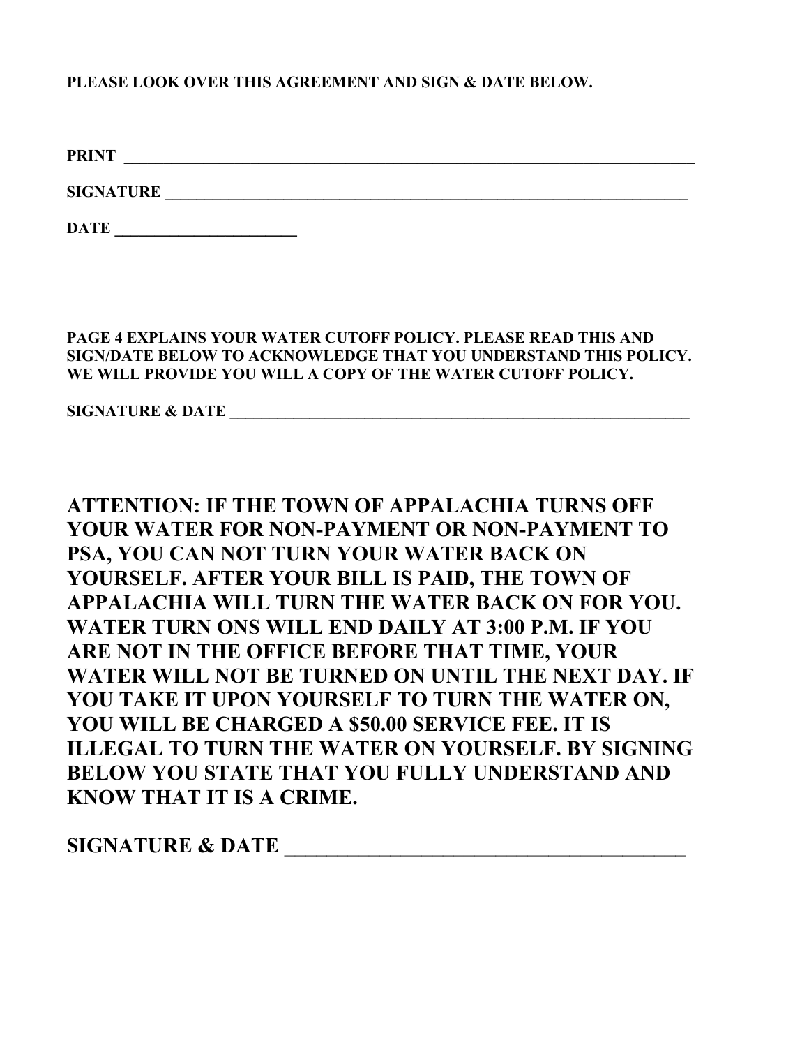**PLEASE LOOK OVER THIS AGREEMENT AND SIGN & DATE BELOW.**

**PRINT** ______________________________________________________________________

**SIGNATURE** __________________________________________________________________

**DATE** ______________________

**PAGE 4 EXPLAINS YOUR WATER CUTOFF POLICY. PLEASE READ THIS AND SIGN/DATE BELOW TO ACKNOWLEDGE THAT YOU UNDERSTAND THIS POLICY. WE WILL PROVIDE YOU WILL A COPY OF THE WATER CUTOFF POLICY.**

**SIGNATURE & DATE** ___________________________________________________________

## ATTENTION: IF THE TOWN OF APPALACHIA TURNS OFF YOUR WATER FOR NON-PAYMENT OR NON-PAYMENT TO PSA, YOU CAN NOT TURN YOUR WATER BACK ON YOURSELF. AFTER YOUR BILL IS PAID, THE TOWN OF APPALACHIA WILL TURN THE WATER BACK ON FOR YOU. WATER TURN ONS WILL END DAILY AT 3:00 P.M. IF YOU ARE NOT IN THE OFFICE BEFORE THAT TIME, YOUR WATER WILL NOT BE TURNED ON UNTIL THE NEXT DAY. IF YOU TAKE IT UPON YOURSELF TO TURN THE WATER ON, YOU WILL BE CHARGED A $50.00 SERVICE FEE. IT IS ILLEGAL TO TURN THE WATER ON YOURSELF. BY SIGNING BELOW YOU STATE THAT YOU FULLY UNDERSTAND AND KNOW THAT IT IS A CRIME.

**SIGNATURE & DATE** ______________________________________